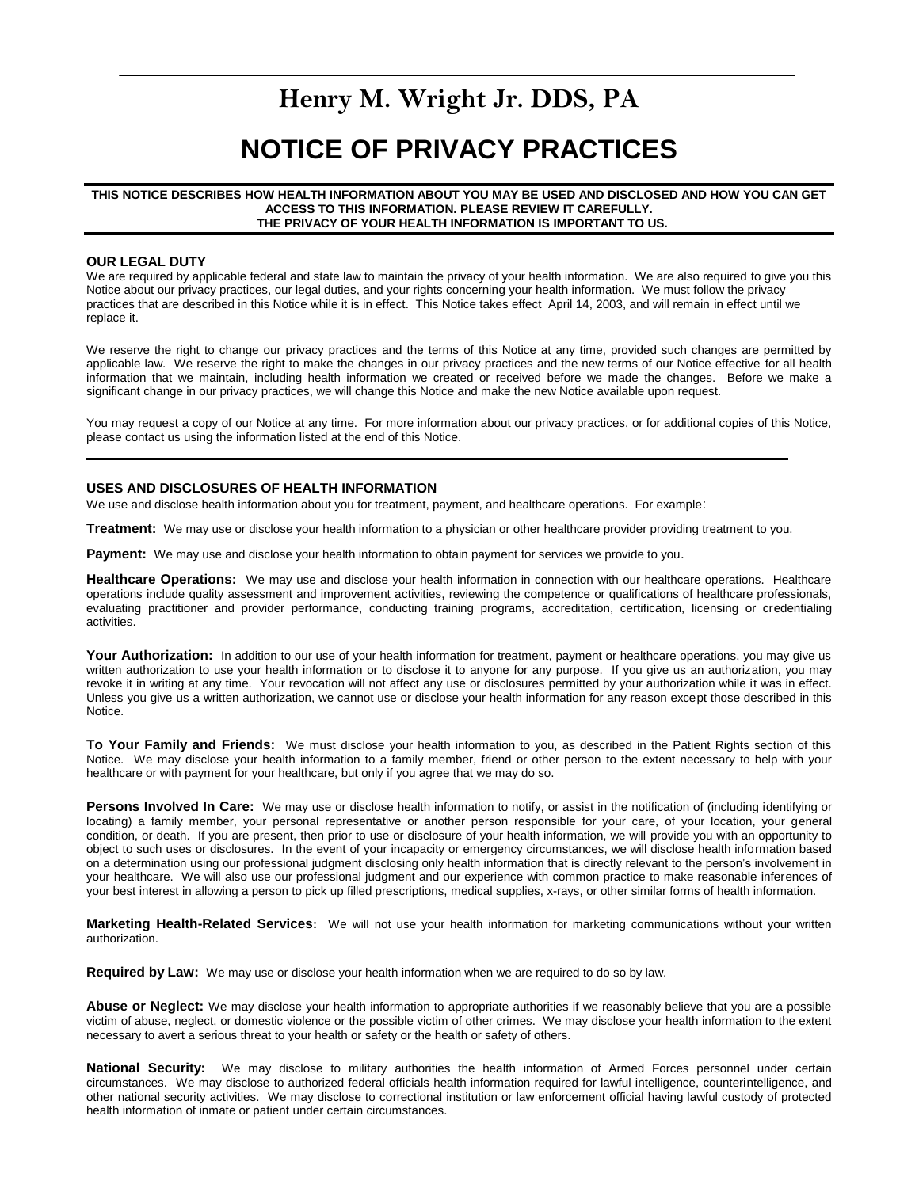# Henry M. Wright Jr. DDS, PA

# NOTICE OF PRIVACY PRACTICES

**THIS NOTICE DESCRIBES HOW HEALTH INFORMATION ABOUT YOU MAY BE USED AND DISCLOSED AND HOW YOU CAN GET ACCESS TO THIS INFORMATION. PLEASE REVIEW IT CAREFULLY.**
**THE PRIVACY OF YOUR HEALTH INFORMATION IS IMPORTANT TO US.**

### OUR LEGAL DUTY

We are required by applicable federal and state law to maintain the privacy of your health information. We are also required to give you this Notice about our privacy practices, our legal duties, and your rights concerning your health information. We must follow the privacy practices that are described in this Notice while it is in effect. This Notice takes effect April 14, 2003, and will remain in effect until we replace it.

We reserve the right to change our privacy practices and the terms of this Notice at any time, provided such changes are permitted by applicable law. We reserve the right to make the changes in our privacy practices and the new terms of our Notice effective for all health information that we maintain, including health information we created or received before we made the changes. Before we make a significant change in our privacy practices, we will change this Notice and make the new Notice available upon request.

You may request a copy of our Notice at any time. For more information about our privacy practices, or for additional copies of this Notice, please contact us using the information listed at the end of this Notice.

### USES AND DISCLOSURES OF HEALTH INFORMATION

We use and disclose health information about you for treatment, payment, and healthcare operations. For example:

**Treatment:** We may use or disclose your health information to a physician or other healthcare provider providing treatment to you.

**Payment:** We may use and disclose your health information to obtain payment for services we provide to you.

**Healthcare Operations:** We may use and disclose your health information in connection with our healthcare operations. Healthcare operations include quality assessment and improvement activities, reviewing the competence or qualifications of healthcare professionals, evaluating practitioner and provider performance, conducting training programs, accreditation, certification, licensing or credentialing activities.

**Your Authorization:** In addition to our use of your health information for treatment, payment or healthcare operations, you may give us written authorization to use your health information or to disclose it to anyone for any purpose. If you give us an authorization, you may revoke it in writing at any time. Your revocation will not affect any use or disclosures permitted by your authorization while it was in effect. Unless you give us a written authorization, we cannot use or disclose your health information for any reason except those described in this Notice.

**To Your Family and Friends:** We must disclose your health information to you, as described in the Patient Rights section of this Notice. We may disclose your health information to a family member, friend or other person to the extent necessary to help with your healthcare or with payment for your healthcare, but only if you agree that we may do so.

**Persons Involved In Care:** We may use or disclose health information to notify, or assist in the notification of (including identifying or locating) a family member, your personal representative or another person responsible for your care, of your location, your general condition, or death. If you are present, then prior to use or disclosure of your health information, we will provide you with an opportunity to object to such uses or disclosures. In the event of your incapacity or emergency circumstances, we will disclose health information based on a determination using our professional judgment disclosing only health information that is directly relevant to the person's involvement in your healthcare. We will also use our professional judgment and our experience with common practice to make reasonable inferences of your best interest in allowing a person to pick up filled prescriptions, medical supplies, x-rays, or other similar forms of health information.

**Marketing Health-Related Services:** We will not use your health information for marketing communications without your written authorization.

**Required by Law:** We may use or disclose your health information when we are required to do so by law.

**Abuse or Neglect:** We may disclose your health information to appropriate authorities if we reasonably believe that you are a possible victim of abuse, neglect, or domestic violence or the possible victim of other crimes. We may disclose your health information to the extent necessary to avert a serious threat to your health or safety or the health or safety of others.

**National Security:** We may disclose to military authorities the health information of Armed Forces personnel under certain circumstances. We may disclose to authorized federal officials health information required for lawful intelligence, counterintelligence, and other national security activities. We may disclose to correctional institution or law enforcement official having lawful custody of protected health information of inmate or patient under certain circumstances.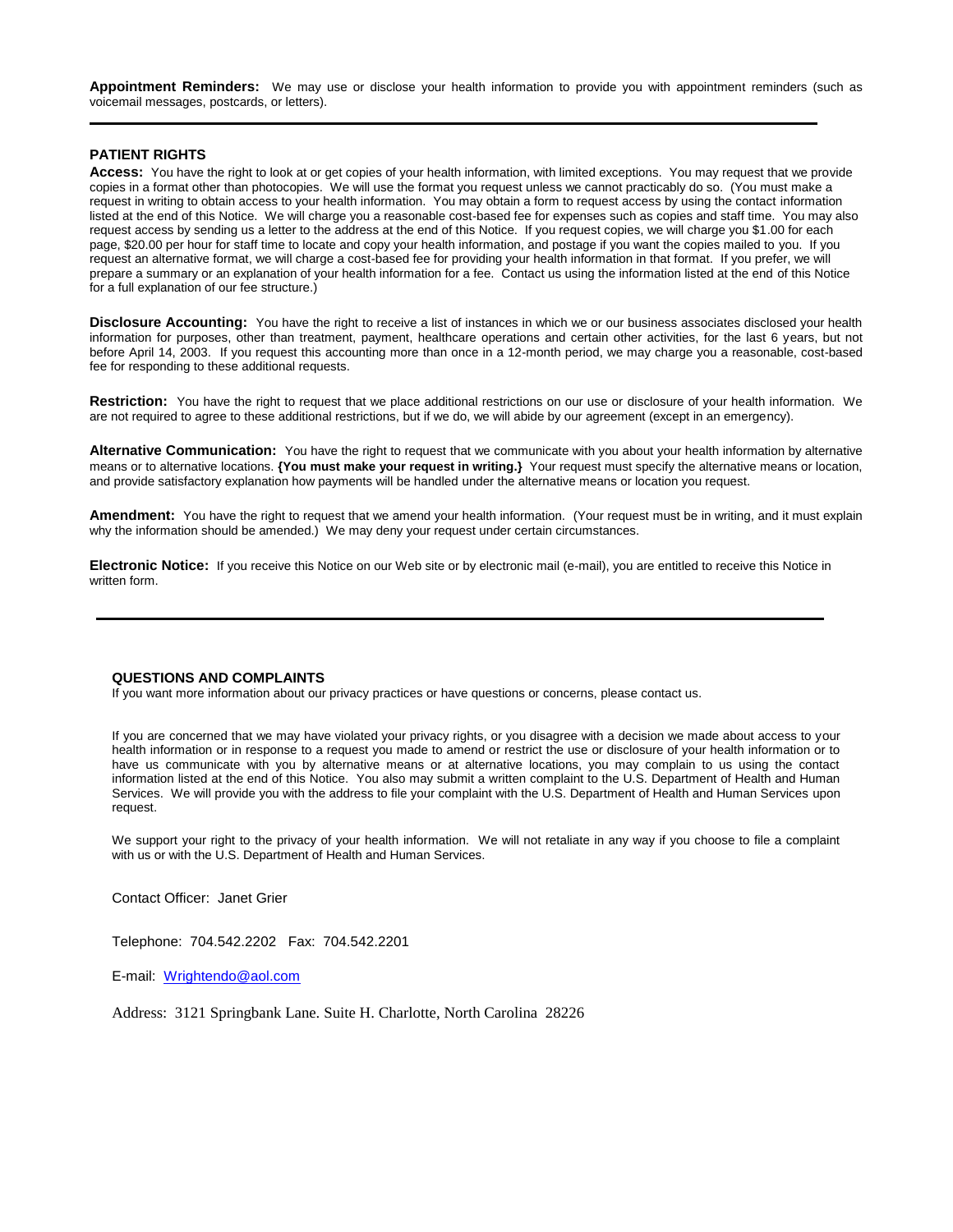**Appointment Reminders:** We may use or disclose your health information to provide you with appointment reminders (such as voicemail messages, postcards, or letters).

---

## PATIENT RIGHTS

**Access:** You have the right to look at or get copies of your health information, with limited exceptions. You may request that we provide copies in a format other than photocopies. We will use the format you request unless we cannot practicably do so. (You must make a request in writing to obtain access to your health information. You may obtain a form to request access by using the contact information listed at the end of this Notice. We will charge you a reasonable cost-based fee for expenses such as copies and staff time. You may also request access by sending us a letter to the address at the end of this Notice. If you request copies, we will charge you $1.00 for each page, $20.00 per hour for staff time to locate and copy your health information, and postage if you want the copies mailed to you. If you request an alternative format, we will charge a cost-based fee for providing your health information in that format. If you prefer, we will prepare a summary or an explanation of your health information for a fee. Contact us using the information listed at the end of this Notice for a full explanation of our fee structure.)

**Disclosure Accounting:** You have the right to receive a list of instances in which we or our business associates disclosed your health information for purposes, other than treatment, payment, healthcare operations and certain other activities, for the last 6 years, but not before April 14, 2003. If you request this accounting more than once in a 12-month period, we may charge you a reasonable, cost-based fee for responding to these additional requests.

**Restriction:** You have the right to request that we place additional restrictions on our use or disclosure of your health information. We are not required to agree to these additional restrictions, but if we do, we will abide by our agreement (except in an emergency).

**Alternative Communication:** You have the right to request that we communicate with you about your health information by alternative means or to alternative locations. **{You must make your request in writing.}** Your request must specify the alternative means or location, and provide satisfactory explanation how payments will be handled under the alternative means or location you request.

**Amendment:** You have the right to request that we amend your health information. (Your request must be in writing, and it must explain why the information should be amended.) We may deny your request under certain circumstances.

**Electronic Notice:** If you receive this Notice on our Web site or by electronic mail (e-mail), you are entitled to receive this Notice in written form.

---

## QUESTIONS AND COMPLAINTS

If you want more information about our privacy practices or have questions or concerns, please contact us.

If you are concerned that we may have violated your privacy rights, or you disagree with a decision we made about access to your health information or in response to a request you made to amend or restrict the use or disclosure of your health information or to have us communicate with you by alternative means or at alternative locations, you may complain to us using the contact information listed at the end of this Notice. You also may submit a written complaint to the U.S. Department of Health and Human Services. We will provide you with the address to file your complaint with the U.S. Department of Health and Human Services upon request.

We support your right to the privacy of your health information. We will not retaliate in any way if you choose to file a complaint with us or with the U.S. Department of Health and Human Services.

Contact Officer: Janet Grier

Telephone: 704.542.2202 Fax: 704.542.2201

E-mail: Wrightendo@aol.com

Address: 3121 Springbank Lane. Suite H. Charlotte, North Carolina 28226